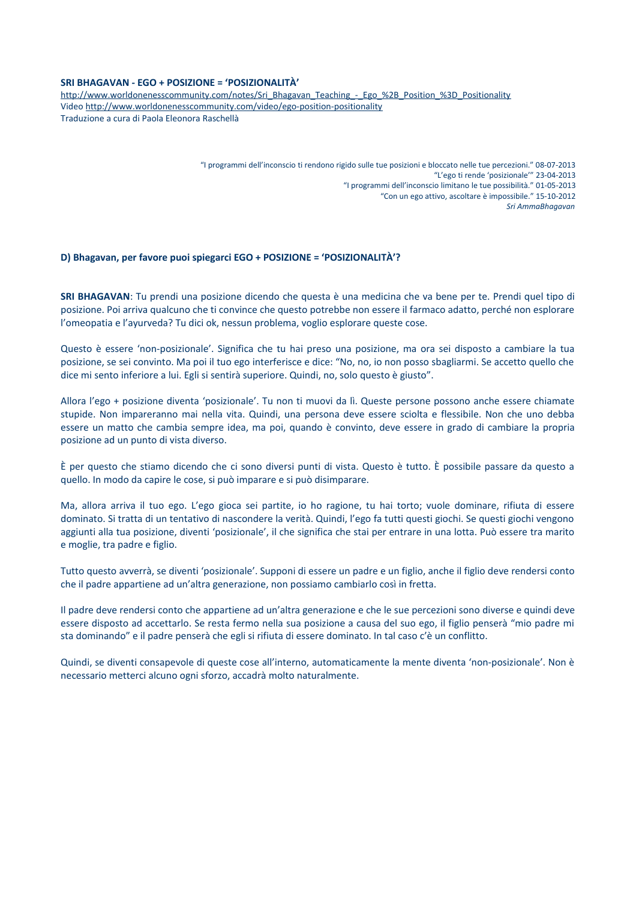**SRI BHAGAVAN - EGO + POSIZIONE = 'POSIZIONALITÀ'**

http://www.worldonenesscommunity.com/notes/Sri_Bhagavan_Teaching_-_Ego_%2B_Position_%3D_Positionality

Video http://www.worldonenesscommunity.com/video/ego-position-positionality

Traduzione a cura di Paola Eleonora Raschellà

"I programmi dell'inconscio ti rendono rigido sulle tue posizioni e bloccato nelle tue percezioni." 08-07-2013

"L'ego ti rende 'posizionale'" 23-04-2013

"I programmi dell'inconscio limitano le tue possibilità." 01-05-2013

"Con un ego attivo, ascoltare è impossibile." 15-10-2012

*Sri AmmaBhagavan*

**D) Bhagavan, per favore puoi spiegarci EGO + POSIZIONE = 'POSIZIONALITÀ'?**

**SRI BHAGAVAN**: Tu prendi una posizione dicendo che questa è una medicina che va bene per te. Prendi quel tipo di posizione. Poi arriva qualcuno che ti convince che questo potrebbe non essere il farmaco adatto, perché non esplorare l'omeopatia e l'ayurveda? Tu dici ok, nessun problema, voglio esplorare queste cose.

Questo è essere 'non-posizionale'. Significa che tu hai preso una posizione, ma ora sei disposto a cambiare la tua posizione, se sei convinto. Ma poi il tuo ego interferisce e dice: "No, no, io non posso sbagliarmi. Se accetto quello che dice mi sento inferiore a lui. Egli si sentirà superiore. Quindi, no, solo questo è giusto".

Allora l'ego + posizione diventa 'posizionale'. Tu non ti muovi da lì. Queste persone possono anche essere chiamate stupide. Non impareranno mai nella vita. Quindi, una persona deve essere sciolta e flessibile. Non che uno debba essere un matto che cambia sempre idea, ma poi, quando è convinto, deve essere in grado di cambiare la propria posizione ad un punto di vista diverso.

È per questo che stiamo dicendo che ci sono diversi punti di vista. Questo è tutto. È possibile passare da questo a quello. In modo da capire le cose, si può imparare e si può disimparare.

Ma, allora arriva il tuo ego. L'ego gioca sei partite, io ho ragione, tu hai torto; vuole dominare, rifiuta di essere dominato. Si tratta di un tentativo di nascondere la verità. Quindi, l'ego fa tutti questi giochi. Se questi giochi vengono aggiunti alla tua posizione, diventi 'posizionale', il che significa che stai per entrare in una lotta. Può essere tra marito e moglie, tra padre e figlio.

Tutto questo avverrà, se diventi 'posizionale'. Supponi di essere un padre e un figlio, anche il figlio deve rendersi conto che il padre appartiene ad un'altra generazione, non possiamo cambiarlo così in fretta.

Il padre deve rendersi conto che appartiene ad un'altra generazione e che le sue percezioni sono diverse e quindi deve essere disposto ad accettarlo. Se resta fermo nella sua posizione a causa del suo ego, il figlio penserà "mio padre mi sta dominando" e il padre penserà che egli si rifiuta di essere dominato. In tal caso c'è un conflitto.

Quindi, se diventi consapevole di queste cose all'interno, automaticamente la mente diventa 'non-posizionale'. Non è necessario metterci alcuno ogni sforzo, accadrà molto naturalmente.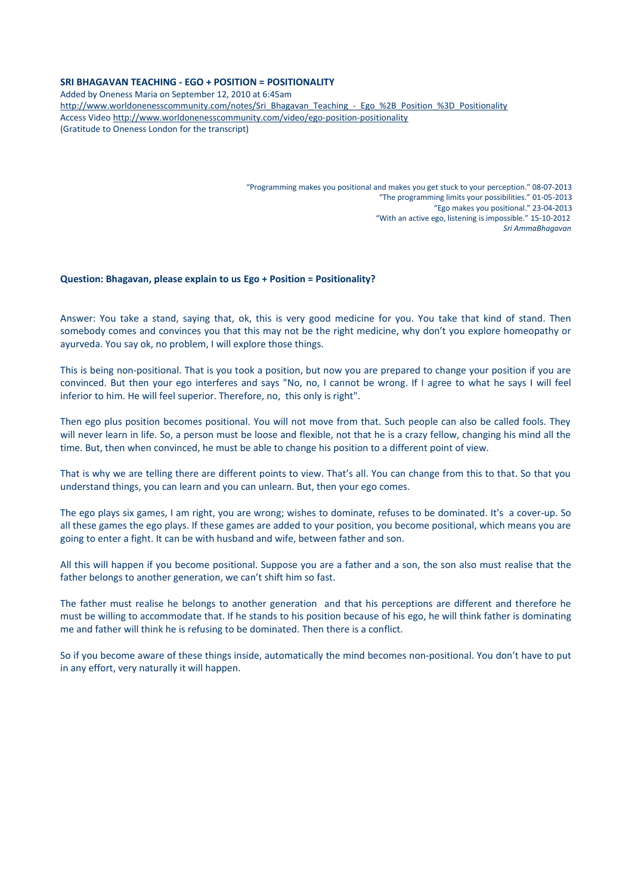**SRI BHAGAVAN TEACHING - EGO + POSITION = POSITIONALITY**

Added by Oneness Maria on September 12, 2010 at 6:45am

http://www.worldonenesscommunity.com/notes/Sri_Bhagavan_Teaching_-_Ego_%2B_Position_%3D_Positionality

Access Video http://www.worldonenesscommunity.com/video/ego-position-positionality

(Gratitude to Oneness London for the transcript)

"Programming makes you positional and makes you get stuck to your perception." 08-07-2013
"The programming limits your possibilities." 01-05-2013
"Ego makes you positional." 23-04-2013
"With an active ego, listening is impossible." 15-10-2012
*Sri AmmaBhagavan*

**Question: Bhagavan, please explain to us Ego + Position = Positionality?**

Answer: You take a stand, saying that, ok, this is very good medicine for you. You take that kind of stand. Then somebody comes and convinces you that this may not be the right medicine, why don't you explore homeopathy or ayurveda. You say ok, no problem, I will explore those things.

This is being non-positional. That is you took a position, but now you are prepared to change your position if you are convinced. But then your ego interferes and says "No, no, I cannot be wrong. If I agree to what he says I will feel inferior to him. He will feel superior. Therefore, no, this only is right".

Then ego plus position becomes positional. You will not move from that. Such people can also be called fools. They will never learn in life. So, a person must be loose and flexible, not that he is a crazy fellow, changing his mind all the time. But, then when convinced, he must be able to change his position to a different point of view.

That is why we are telling there are different points to view. That's all. You can change from this to that. So that you understand things, you can learn and you can unlearn. But, then your ego comes.

The ego plays six games, I am right, you are wrong; wishes to dominate, refuses to be dominated. It's a cover-up. So all these games the ego plays. If these games are added to your position, you become positional, which means you are going to enter a fight. It can be with husband and wife, between father and son.

All this will happen if you become positional. Suppose you are a father and a son, the son also must realise that the father belongs to another generation, we can't shift him so fast.

The father must realise he belongs to another generation and that his perceptions are different and therefore he must be willing to accommodate that. If he stands to his position because of his ego, he will think father is dominating me and father will think he is refusing to be dominated. Then there is a conflict.

So if you become aware of these things inside, automatically the mind becomes non-positional. You don't have to put in any effort, very naturally it will happen.